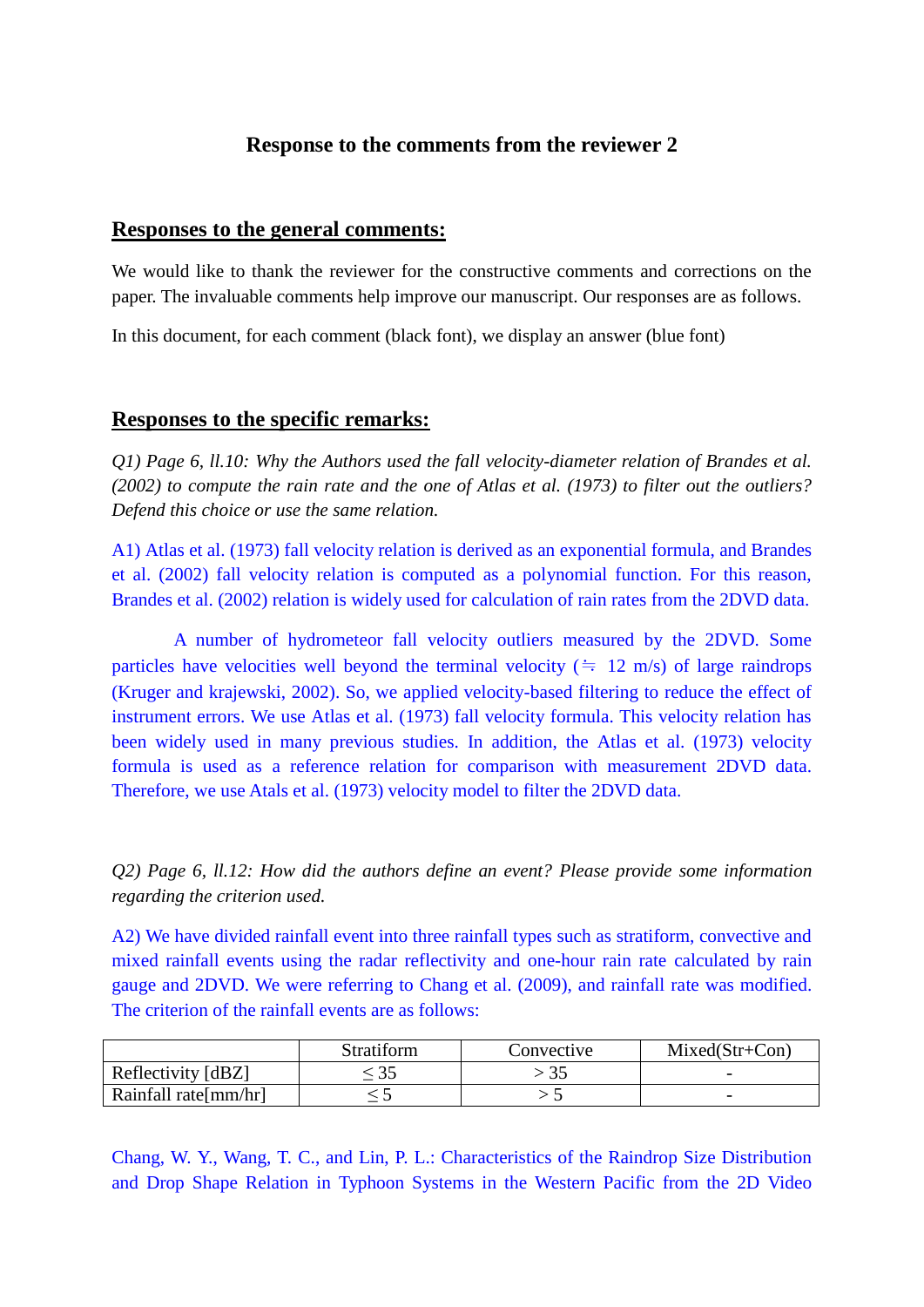# Response to the comments from the reviewer 2

## Responses to the general comments:

We would like to thank the reviewer for the constructive comments and corrections on the paper. The invaluable comments help improve our manuscript. Our responses are as follows.

In this document, for each comment (black font), we display an answer (blue font)

## Responses to the specific remarks:

*Q1) Page 6, ll.10: Why the Authors used the fall velocity-diameter relation of Brandes et al. (2002) to compute the rain rate and the one of Atlas et al. (1973) to filter out the outliers? Defend this choice or use the same relation.*

A1) Atlas et al. (1973) fall velocity relation is derived as an exponential formula, and Brandes et al. (2002) fall velocity relation is computed as a polynomial function. For this reason, Brandes et al. (2002) relation is widely used for calculation of rain rates from the 2DVD data.

A number of hydrometeor fall velocity outliers measured by the 2DVD. Some particles have velocities well beyond the terminal velocity (≒ 12 m/s) of large raindrops (Kruger and krajewski, 2002). So, we applied velocity-based filtering to reduce the effect of instrument errors. We use Atlas et al. (1973) fall velocity formula. This velocity relation has been widely used in many previous studies. In addition, the Atlas et al. (1973) velocity formula is used as a reference relation for comparison with measurement 2DVD data. Therefore, we use Atals et al. (1973) velocity model to filter the 2DVD data.

*Q2) Page 6, ll.12: How did the authors define an event? Please provide some information regarding the criterion used.*

A2) We have divided rainfall event into three rainfall types such as stratiform, convective and mixed rainfall events using the radar reflectivity and one-hour rain rate calculated by rain gauge and 2DVD. We were referring to Chang et al. (2009), and rainfall rate was modified. The criterion of the rainfall events are as follows:

|  | Stratiform | Convective | Mixed(Str+Con) |
|---|---|---|---|
| Reflectivity [dBZ] | ≤ 35 | > 35 | - |
| Rainfall rate[mm/hr] | ≤ 5 | > 5 | - |

Chang, W. Y., Wang, T. C., and Lin, P. L.: Characteristics of the Raindrop Size Distribution and Drop Shape Relation in Typhoon Systems in the Western Pacific from the 2D Video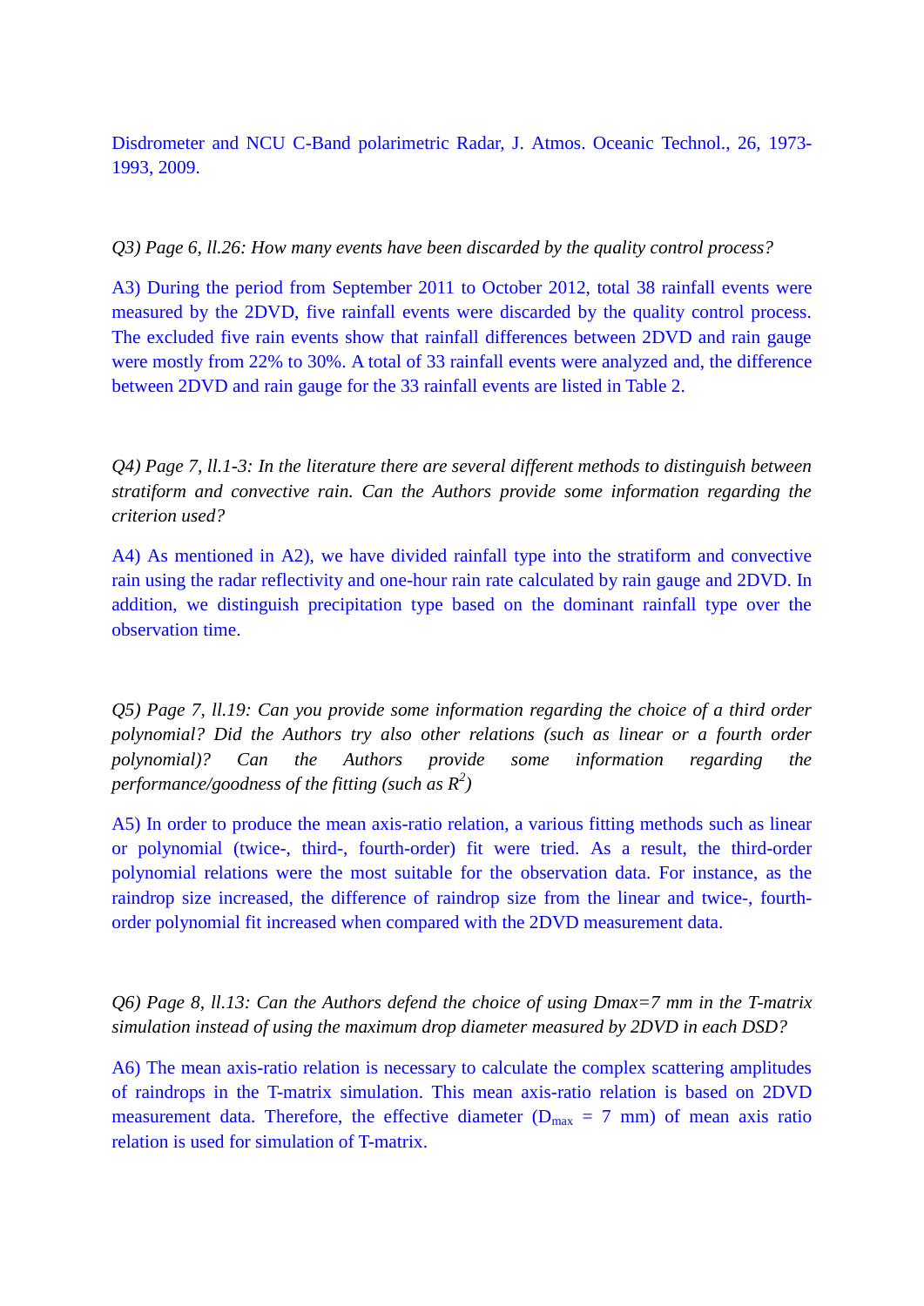Disdrometer and NCU C-Band polarimetric Radar, J. Atmos. Oceanic Technol., 26, 1973-1993, 2009.

*Q3) Page 6, ll.26: How many events have been discarded by the quality control process?*

A3) During the period from September 2011 to October 2012, total 38 rainfall events were measured by the 2DVD, five rainfall events were discarded by the quality control process. The excluded five rain events show that rainfall differences between 2DVD and rain gauge were mostly from 22% to 30%. A total of 33 rainfall events were analyzed and, the difference between 2DVD and rain gauge for the 33 rainfall events are listed in Table 2.

*Q4) Page 7, ll.1-3: In the literature there are several different methods to distinguish between stratiform and convective rain. Can the Authors provide some information regarding the criterion used?*

A4) As mentioned in A2), we have divided rainfall type into the stratiform and convective rain using the radar reflectivity and one-hour rain rate calculated by rain gauge and 2DVD. In addition, we distinguish precipitation type based on the dominant rainfall type over the observation time.

*Q5) Page 7, ll.19: Can you provide some information regarding the choice of a third order polynomial? Did the Authors try also other relations (such as linear or a fourth order polynomial)? Can the Authors provide some information regarding the performance/goodness of the fitting (such as $R^2$)*

A5) In order to produce the mean axis-ratio relation, a various fitting methods such as linear or polynomial (twice-, third-, fourth-order) fit were tried. As a result, the third-order polynomial relations were the most suitable for the observation data. For instance, as the raindrop size increased, the difference of raindrop size from the linear and twice-, fourth-order polynomial fit increased when compared with the 2DVD measurement data.

*Q6) Page 8, ll.13: Can the Authors defend the choice of using Dmax=7 mm in the T-matrix simulation instead of using the maximum drop diameter measured by 2DVD in each DSD?*

A6) The mean axis-ratio relation is necessary to calculate the complex scattering amplitudes of raindrops in the T-matrix simulation. This mean axis-ratio relation is based on 2DVD measurement data. Therefore, the effective diameter ($D_{max}$ = 7 mm) of mean axis ratio relation is used for simulation of T-matrix.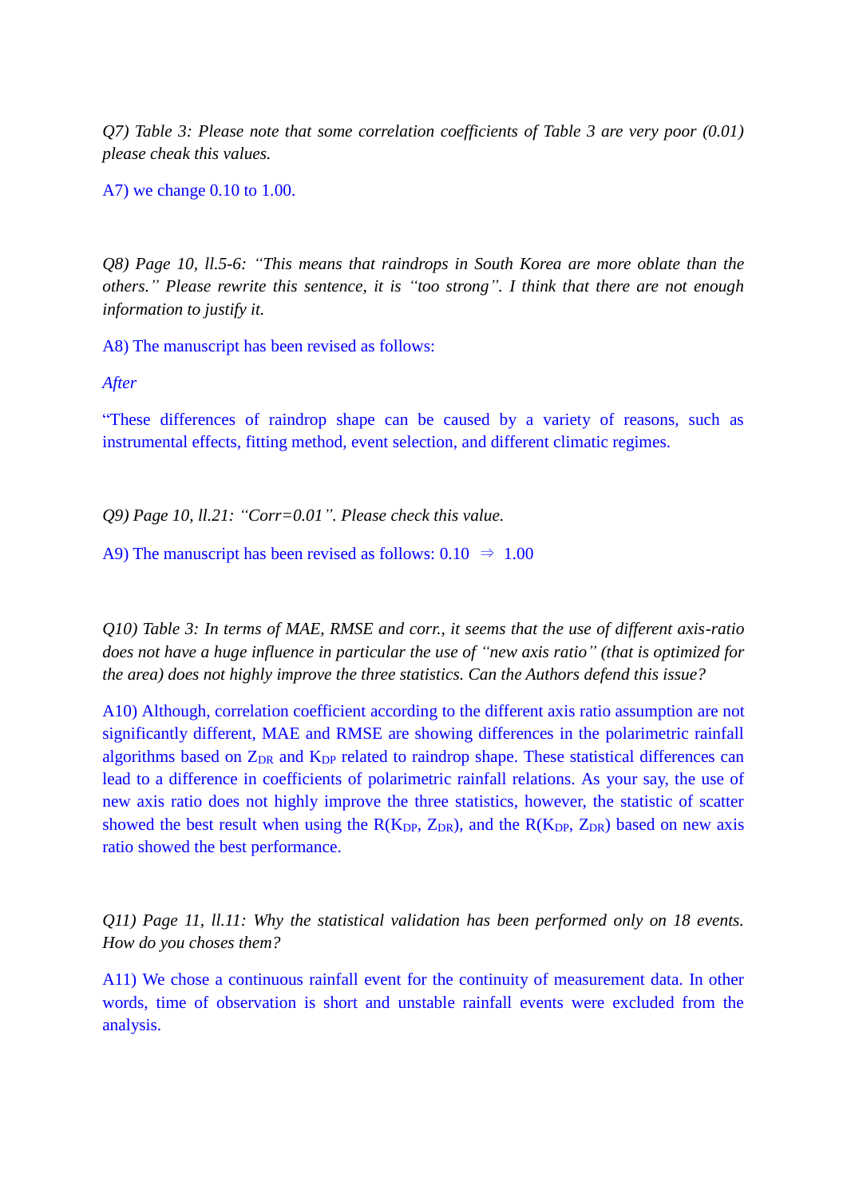*Q7) Table 3: Please note that some correlation coefficients of Table 3 are very poor (0.01) please cheak this values.*

A7) we change 0.10 to 1.00.

*Q8) Page 10, ll.5-6: "This means that raindrops in South Korea are more oblate than the others." Please rewrite this sentence, it is "too strong". I think that there are not enough information to justify it.*

A8) The manuscript has been revised as follows:

*After*

"These differences of raindrop shape can be caused by a variety of reasons, such as instrumental effects, fitting method, event selection, and different climatic regimes.

*Q9) Page 10, ll.21: "Corr=0.01". Please check this value.*

A9) The manuscript has been revised as follows: 0.10 ⇒ 1.00

*Q10) Table 3: In terms of MAE, RMSE and corr., it seems that the use of different axis-ratio does not have a huge influence in particular the use of "new axis ratio" (that is optimized for the area) does not highly improve the three statistics. Can the Authors defend this issue?*

A10) Although, correlation coefficient according to the different axis ratio assumption are not significantly different, MAE and RMSE are showing differences in the polarimetric rainfall algorithms based on $Z_{DR}$ and $K_{DP}$ related to raindrop shape. These statistical differences can lead to a difference in coefficients of polarimetric rainfall relations. As your say, the use of new axis ratio does not highly improve the three statistics, however, the statistic of scatter showed the best result when using the $R(K_{DP}, Z_{DR})$, and the $R(K_{DP}, Z_{DR})$ based on new axis ratio showed the best performance.

*Q11) Page 11, ll.11: Why the statistical validation has been performed only on 18 events. How do you choses them?*

A11) We chose a continuous rainfall event for the continuity of measurement data. In other words, time of observation is short and unstable rainfall events were excluded from the analysis.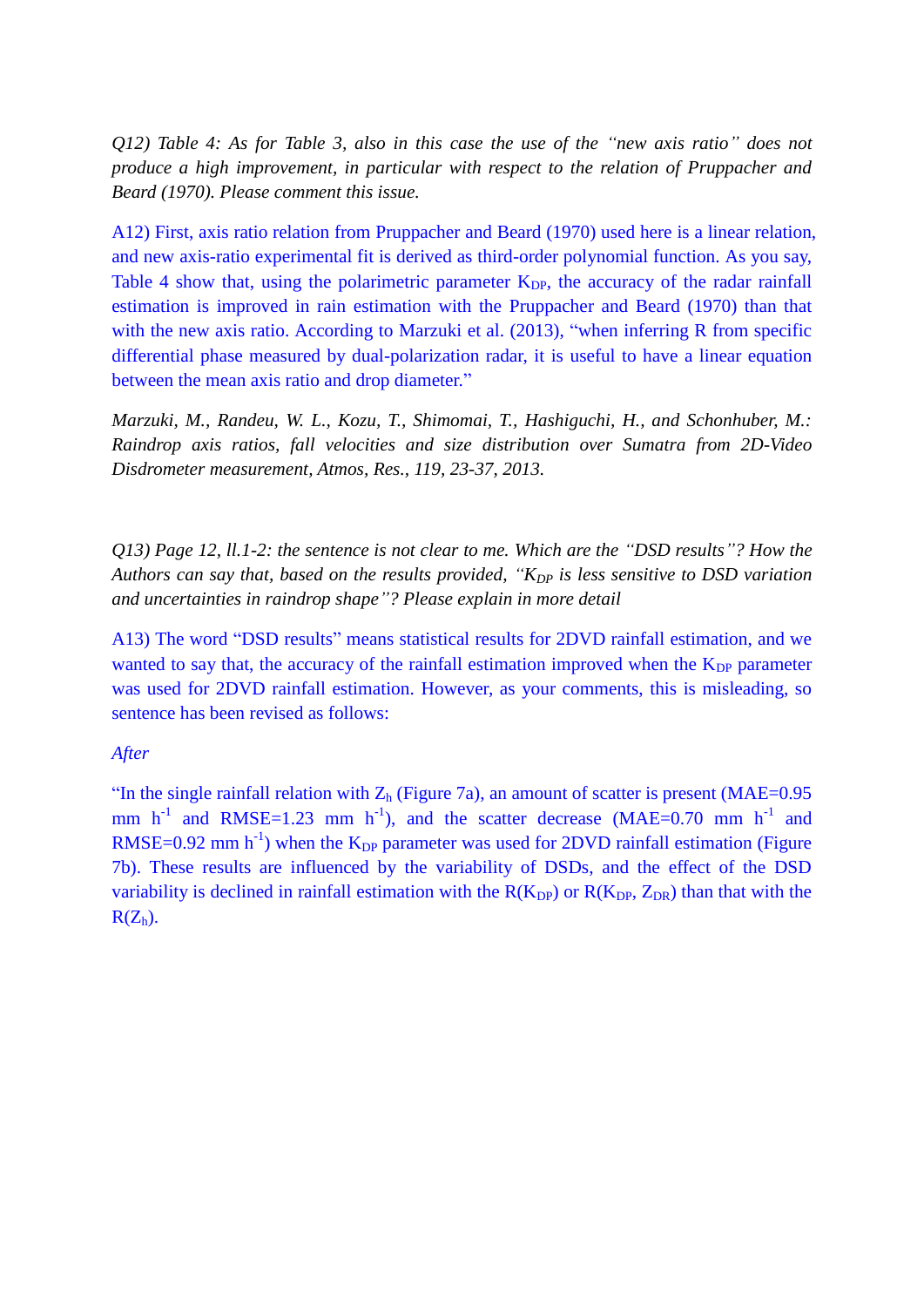*Q12) Table 4: As for Table 3, also in this case the use of the "new axis ratio" does not produce a high improvement, in particular with respect to the relation of Pruppacher and Beard (1970). Please comment this issue.*

A12) First, axis ratio relation from Pruppacher and Beard (1970) used here is a linear relation, and new axis-ratio experimental fit is derived as third-order polynomial function. As you say, Table 4 show that, using the polarimetric parameter $K_{DP}$, the accuracy of the radar rainfall estimation is improved in rain estimation with the Pruppacher and Beard (1970) than that with the new axis ratio. According to Marzuki et al. (2013), "when inferring R from specific differential phase measured by dual-polarization radar, it is useful to have a linear equation between the mean axis ratio and drop diameter."

*Marzuki, M., Randeu, W. L., Kozu, T., Shimomai, T., Hashiguchi, H., and Schonhuber, M.: Raindrop axis ratios, fall velocities and size distribution over Sumatra from 2D-Video Disdrometer measurement, Atmos, Res., 119, 23-37, 2013.*

*Q13) Page 12, ll.1-2: the sentence is not clear to me. Which are the "DSD results"? How the Authors can say that, based on the results provided, "$K_{DP}$ is less sensitive to DSD variation and uncertainties in raindrop shape"? Please explain in more detail*

A13) The word "DSD results" means statistical results for 2DVD rainfall estimation, and we wanted to say that, the accuracy of the rainfall estimation improved when the $K_{DP}$ parameter was used for 2DVD rainfall estimation. However, as your comments, this is misleading, so sentence has been revised as follows:

*After*

"In the single rainfall relation with $Z_h$ (Figure 7a), an amount of scatter is present (MAE=0.95 mm $h^{-1}$ and RMSE=1.23 mm $h^{-1}$), and the scatter decrease (MAE=0.70 mm $h^{-1}$ and RMSE=0.92 mm $h^{-1}$) when the $K_{DP}$ parameter was used for 2DVD rainfall estimation (Figure 7b). These results are influenced by the variability of DSDs, and the effect of the DSD variability is declined in rainfall estimation with the $R(K_{DP})$ or $R(K_{DP}, Z_{DR})$ than that with the $R(Z_h)$.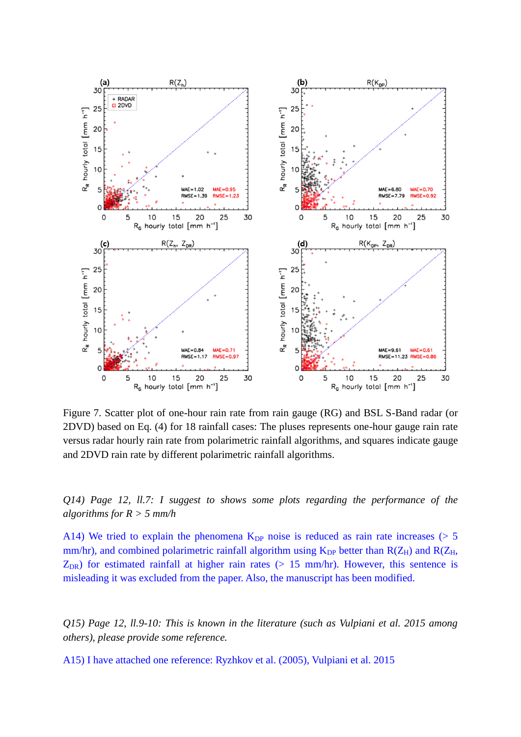Figure 7. Scatter plot of one-hour rain rate from rain gauge (RG) and BSL S-Band radar (or 2DVD) based on Eq. (4) for 18 rainfall cases: The pluses represents one-hour gauge rain rate versus radar hourly rain rate from polarimetric rainfall algorithms, and squares indicate gauge and 2DVD rain rate by different polarimetric rainfall algorithms.

*Q14) Page 12, ll.7: I suggest to shows some plots regarding the performance of the algorithms for R > 5 mm/h*

A14) We tried to explain the phenomena $K_{DP}$ noise is reduced as rain rate increases (> 5 mm/hr), and combined polarimetric rainfall algorithm using $K_{DP}$ better than $R(Z_H)$ and $R(Z_H, Z_{DR})$ for estimated rainfall at higher rain rates (> 15 mm/hr). However, this sentence is misleading it was excluded from the paper. Also, the manuscript has been modified.

*Q15) Page 12, ll.9-10: This is known in the literature (such as Vulpiani et al. 2015 among others), please provide some reference.*

A15) I have attached one reference: Ryzhkov et al. (2005), Vulpiani et al. 2015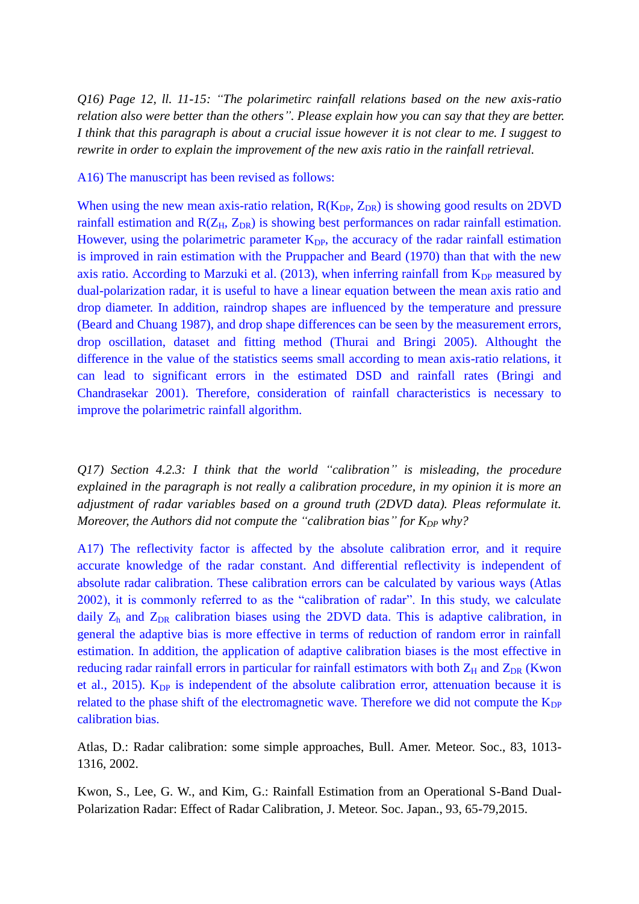*Q16) Page 12, ll. 11-15: "The polarimetirc rainfall relations based on the new axis-ratio relation also were better than the others". Please explain how you can say that they are better. I think that this paragraph is about a crucial issue however it is not clear to me. I suggest to rewrite in order to explain the improvement of the new axis ratio in the rainfall retrieval.*

A16) The manuscript has been revised as follows:

When using the new mean axis-ratio relation, $R(K_{DP}, Z_{DR})$ is showing good results on 2DVD rainfall estimation and $R(Z_H, Z_{DR})$ is showing best performances on radar rainfall estimation. However, using the polarimetric parameter $K_{DP}$, the accuracy of the radar rainfall estimation is improved in rain estimation with the Pruppacher and Beard (1970) than that with the new axis ratio. According to Marzuki et al. (2013), when inferring rainfall from $K_{DP}$ measured by dual-polarization radar, it is useful to have a linear equation between the mean axis ratio and drop diameter. In addition, raindrop shapes are influenced by the temperature and pressure (Beard and Chuang 1987), and drop shape differences can be seen by the measurement errors, drop oscillation, dataset and fitting method (Thurai and Bringi 2005). Althought the difference in the value of the statistics seems small according to mean axis-ratio relations, it can lead to significant errors in the estimated DSD and rainfall rates (Bringi and Chandrasekar 2001). Therefore, consideration of rainfall characteristics is necessary to improve the polarimetric rainfall algorithm.

*Q17) Section 4.2.3: I think that the world "calibration" is misleading, the procedure explained in the paragraph is not really a calibration procedure, in my opinion it is more an adjustment of radar variables based on a ground truth (2DVD data). Pleas reformulate it. Moreover, the Authors did not compute the "calibration bias" for $K_{DP}$ why?*

A17) The reflectivity factor is affected by the absolute calibration error, and it require accurate knowledge of the radar constant. And differential reflectivity is independent of absolute radar calibration. These calibration errors can be calculated by various ways (Atlas 2002), it is commonly referred to as the "calibration of radar". In this study, we calculate daily $Z_h$ and $Z_{DR}$ calibration biases using the 2DVD data. This is adaptive calibration, in general the adaptive bias is more effective in terms of reduction of random error in rainfall estimation. In addition, the application of adaptive calibration biases is the most effective in reducing radar rainfall errors in particular for rainfall estimators with both $Z_H$ and $Z_{DR}$ (Kwon et al., 2015). $K_{DP}$ is independent of the absolute calibration error, attenuation because it is related to the phase shift of the electromagnetic wave. Therefore we did not compute the $K_{DP}$ calibration bias.

Atlas, D.: Radar calibration: some simple approaches, Bull. Amer. Meteor. Soc., 83, 1013-1316, 2002.

Kwon, S., Lee, G. W., and Kim, G.: Rainfall Estimation from an Operational S-Band Dual-Polarization Radar: Effect of Radar Calibration, J. Meteor. Soc. Japan., 93, 65-79,2015.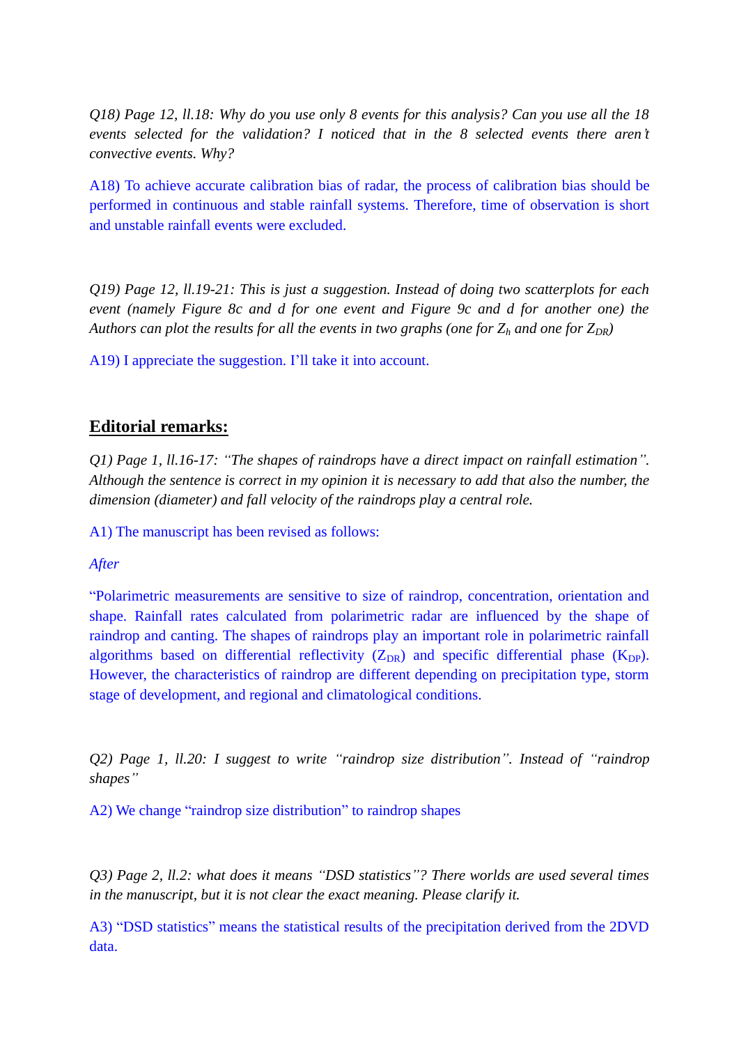*Q18) Page 12, ll.18: Why do you use only 8 events for this analysis? Can you use all the 18 events selected for the validation? I noticed that in the 8 selected events there aren't convective events. Why?*

A18) To achieve accurate calibration bias of radar, the process of calibration bias should be performed in continuous and stable rainfall systems. Therefore, time of observation is short and unstable rainfall events were excluded.

*Q19) Page 12, ll.19-21: This is just a suggestion. Instead of doing two scatterplots for each event (namely Figure 8c and d for one event and Figure 9c and d for another one) the Authors can plot the results for all the events in two graphs (one for $Z_h$ and one for $Z_{DR}$)*

A19) I appreciate the suggestion. I'll take it into account.

## Editorial remarks:

*Q1) Page 1, ll.16-17: "The shapes of raindrops have a direct impact on rainfall estimation". Although the sentence is correct in my opinion it is necessary to add that also the number, the dimension (diameter) and fall velocity of the raindrops play a central role.*

A1) The manuscript has been revised as follows:

*After*

"Polarimetric measurements are sensitive to size of raindrop, concentration, orientation and shape. Rainfall rates calculated from polarimetric radar are influenced by the shape of raindrop and canting. The shapes of raindrops play an important role in polarimetric rainfall algorithms based on differential reflectivity ($Z_{DR}$) and specific differential phase ($K_{DP}$). However, the characteristics of raindrop are different depending on precipitation type, storm stage of development, and regional and climatological conditions.

*Q2) Page 1, ll.20: I suggest to write "raindrop size distribution". Instead of "raindrop shapes"*

A2) We change "raindrop size distribution" to raindrop shapes

*Q3) Page 2, ll.2: what does it means "DSD statistics"? There worlds are used several times in the manuscript, but it is not clear the exact meaning. Please clarify it.*

A3) "DSD statistics" means the statistical results of the precipitation derived from the 2DVD data.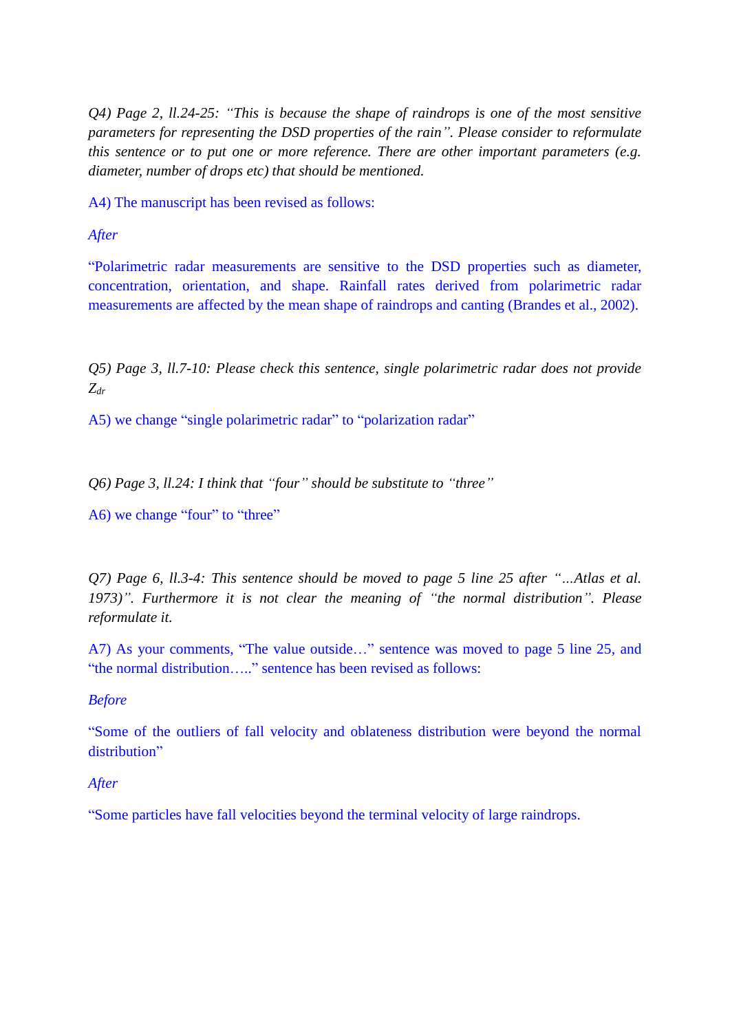*Q4) Page 2, ll.24-25: "This is because the shape of raindrops is one of the most sensitive parameters for representing the DSD properties of the rain". Please consider to reformulate this sentence or to put one or more reference. There are other important parameters (e.g. diameter, number of drops etc) that should be mentioned.*

A4) The manuscript has been revised as follows:

*After*

"Polarimetric radar measurements are sensitive to the DSD properties such as diameter, concentration, orientation, and shape. Rainfall rates derived from polarimetric radar measurements are affected by the mean shape of raindrops and canting (Brandes et al., 2002).

*Q5) Page 3, ll.7-10: Please check this sentence, single polarimetric radar does not provide $Z_{dr}$*

A5) we change "single polarimetric radar" to "polarization radar"

*Q6) Page 3, ll.24: I think that "four" should be substitute to "three"*

A6) we change "four" to "three"

*Q7) Page 6, ll.3-4: This sentence should be moved to page 5 line 25 after "…Atlas et al. 1973)". Furthermore it is not clear the meaning of "the normal distribution". Please reformulate it.*

A7) As your comments, "The value outside…" sentence was moved to page 5 line 25, and "the normal distribution….." sentence has been revised as follows:

*Before*

"Some of the outliers of fall velocity and oblateness distribution were beyond the normal distribution"

*After*

"Some particles have fall velocities beyond the terminal velocity of large raindrops.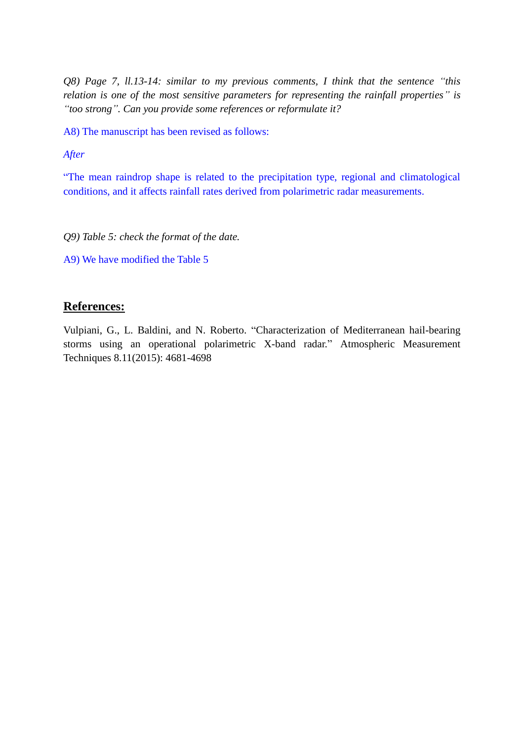*Q8) Page 7, ll.13-14: similar to my previous comments, I think that the sentence "this relation is one of the most sensitive parameters for representing the rainfall properties" is "too strong". Can you provide some references or reformulate it?*

A8) The manuscript has been revised as follows:

*After*

"The mean raindrop shape is related to the precipitation type, regional and climatological conditions, and it affects rainfall rates derived from polarimetric radar measurements.

*Q9) Table 5: check the format of the date.*

A9) We have modified the Table 5

## References:

Vulpiani, G., L. Baldini, and N. Roberto. "Characterization of Mediterranean hail-bearing storms using an operational polarimetric X-band radar." Atmospheric Measurement Techniques 8.11(2015): 4681-4698